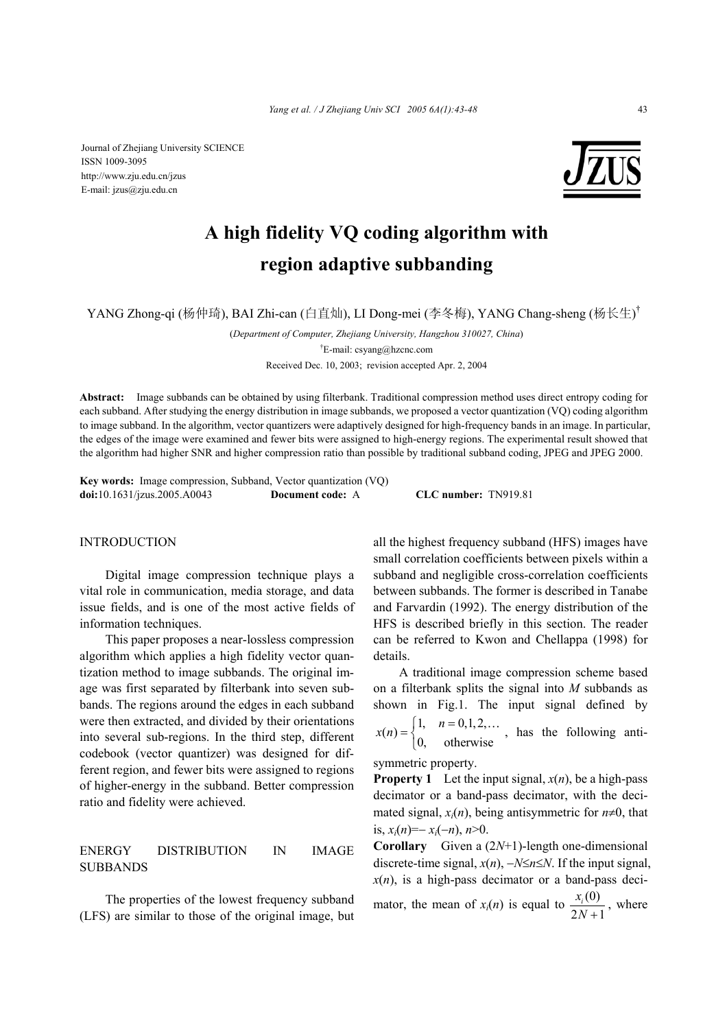Journal of Zhejiang University SCIENCE
ISSN 1009-3095
http://www.zju.edu.cn/jzus
E-mail: jzus@zju.edu.cn

# A high fidelity VQ coding algorithm with region adaptive subbanding

YANG Zhong-qi (杨仲琦), BAI Zhi-can (白直灿), LI Dong-mei (李冬梅), YANG Chang-sheng (杨长生)[†]

(*Department of Computer, Zhejiang University, Hangzhou 310027, China*)

[†]E-mail: csyang@hzcnc.com

Received Dec. 10, 2003; revision accepted Apr. 2, 2004

**Abstract:** Image subbands can be obtained by using filterbank. Traditional compression method uses direct entropy coding for each subband. After studying the energy distribution in image subbands, we proposed a vector quantization (VQ) coding algorithm to image subband. In the algorithm, vector quantizers were adaptively designed for high-frequency bands in an image. In particular, the edges of the image were examined and fewer bits were assigned to high-energy regions. The experimental result showed that the algorithm had higher SNR and higher compression ratio than possible by traditional subband coding, JPEG and JPEG 2000.

**Key words:** Image compression, Subband, Vector quantization (VQ)
**doi:**10.1631/jzus.2005.A0043 **Document code:** A **CLC number:** TN919.81

## INTRODUCTION

Digital image compression technique plays a vital role in communication, media storage, and data issue fields, and is one of the most active fields of information techniques.

This paper proposes a near-lossless compression algorithm which applies a high fidelity vector quantization method to image subbands. The original image was first separated by filterbank into seven subbands. The regions around the edges in each subband were then extracted, and divided by their orientations into several sub-regions. In the third step, different codebook (vector quantizer) was designed for different region, and fewer bits were assigned to regions of higher-energy in the subband. Better compression ratio and fidelity were achieved.

## ENERGY DISTRIBUTION IN IMAGE SUBBANDS

The properties of the lowest frequency subband (LFS) are similar to those of the original image, but all the highest frequency subband (HFS) images have small correlation coefficients between pixels within a subband and negligible cross-correlation coefficients between subbands. The former is described in Tanabe and Farvardin (1992). The energy distribution of the HFS is described briefly in this section. The reader can be referred to Kwon and Chellappa (1998) for details.

A traditional image compression scheme based on a filterbank splits the signal into $M$ subbands as shown in Fig.1. The input signal defined by $x(n)=\begin{cases}1, & n=0,1,2,\dots\\ 0, & \text{otherwise}\end{cases}$, has the following anti-symmetric property.

**Property 1** Let the input signal, $x(n)$, be a high-pass decimator or a band-pass decimator, with the decimated signal, $x_i(n)$, being antisymmetric for $n\neq 0$, that is, $x_i(n)=-x_i(-n)$, $n>0$.

**Corollary** Given a $(2N+1)$-length one-dimensional discrete-time signal, $x(n)$, $-N\leq n\leq N$. If the input signal, $x(n)$, is a high-pass decimator or a band-pass decimator, the mean of $x_i(n)$ is equal to $\frac{x_i(0)}{2N+1}$, where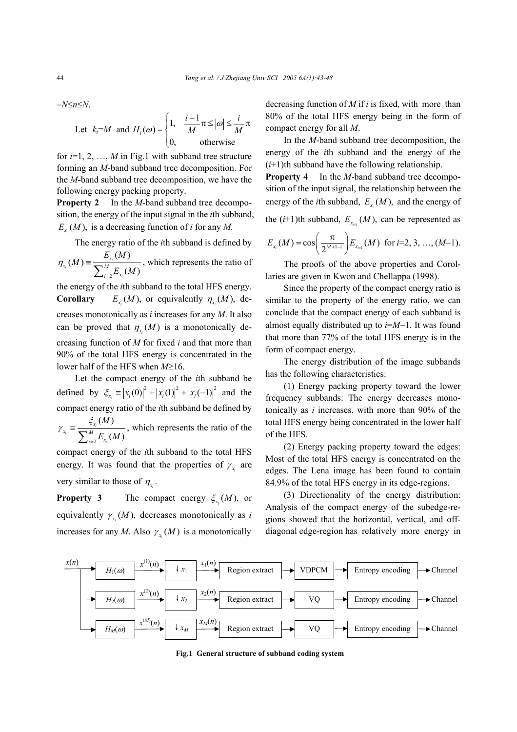$-N \le n \le N$.

Let $k_i = M$ and $H_i(\omega) = \begin{cases} 1, & \frac{i-1}{M}\pi \le |\omega| \le \frac{i}{M}\pi \\ 0, & \text{otherwise} \end{cases}$ for $i=1, 2, \ldots, M$ in Fig.1 with subband tree structure forming an $M$-band subband tree decomposition. For the $M$-band subband tree decomposition, we have the following energy packing property.

**Property 2** In the $M$-band subband tree decomposition, the energy of the input signal in the $i$th subband, $E_{x_i}(M)$, is a decreasing function of $i$ for any $M$.

The energy ratio of the $i$th subband is defined by $\eta_{x_i}(M) \equiv \frac{E_{x_i}(M)}{\sum_{i=2}^{M} E_{x_i}(M)}$, which represents the ratio of the energy of the $i$th subband to the total HFS energy.

**Corollary** $E_{x_i}(M)$, or equivalently $\eta_{x_i}(M)$, decreases monotonically as $i$ increases for any $M$. It also can be proved that $\eta_{x_i}(M)$ is a monotonically decreasing function of $M$ for fixed $i$ and that more than 90% of the total HFS energy is concentrated in the lower half of the HFS when $M \ge 16$.

Let the compact energy of the $i$th subband be defined by $\xi_{x_i} \equiv |x_i(0)|^2 + |x_i(1)|^2 + |x_i(-1)|^2$ and the compact energy ratio of the $i$th subband be defined by $\gamma_{x_i} \equiv \frac{\xi_{x_i}(M)}{\sum_{i=2}^{M} E_{x_i}(M)}$, which represents the ratio of the compact energy of the $i$th subband to the total HFS energy. It was found that the properties of $\gamma_{x_i}$ are very similar to those of $\eta_{x_i}$.

**Property 3** The compact energy $\xi_{x_i}(M)$, or equivalently $\gamma_{x_i}(M)$, decreases monotonically as $i$ increases for any $M$. Also $\gamma_{x_i}(M)$ is a monotonically decreasing function of $M$ if $i$ is fixed, with more than 80% of the total HFS energy being in the form of compact energy for all $M$.

In the $M$-band subband tree decomposition, the energy of the $i$th subband and the energy of the $(i+1)$th subband have the following relationship.

**Property 4** In the $M$-band subband tree decomposition of the input signal, the relationship between the energy of the $i$th subband, $E_{x_i}(M)$, and the energy of the $(i+1)$th subband, $E_{x_{i+1}}(M)$, can be represented as

$$E_{x_i}(M) = \cos\left(\frac{\pi}{2^{M+1-i}}\right) E_{x_{i+1}}(M) \quad \text{for } i=2, 3, \ldots, (M-1).$$

The proofs of the above properties and Corollaries are given in Kwon and Chellappa (1998).

Since the property of the compact energy ratio is similar to the property of the energy ratio, we can conclude that the compact energy of each subband is almost equally distributed up to $i=M-1$. It was found that more than 77% of the total HFS energy is in the form of compact energy.

The energy distribution of the image subbands has the following characteristics:

(1) Energy packing property toward the lower frequency subbands: The energy decreases monotonically as $i$ increases, with more than 90% of the total HFS energy being concentrated in the lower half of the HFS.

(2) Energy packing property toward the edges: Most of the total HFS energy is concentrated on the edges. The Lena image has been found to contain 84.9% of the total HFS energy in its edge-regions.

(3) Directionality of the energy distribution: Analysis of the compact energy of the subedge-regions showed that the horizontal, vertical, and off-diagonal edge-region has relatively more energy in

| Input | Filter | Output | Downsample | Subband | | | | |
|---|---|---|---|---|---|---|---|---|
| $x(n)$ | $H_1(\omega)$ | $x^{(1)}(n)$ | $\downarrow x_1$ | $x_1(n)$ | Region extract | VDPCM | Entropy encoding | Channel |
| | $H_2(\omega)$ | $x^{(2)}(n)$ | $\downarrow x_2$ | $x_2(n)$ | Region extract | VQ | Entropy encoding | Channel |
| | $H_M(\omega)$ | $x^{(M)}(n)$ | $\downarrow x_M$ | $x_M(n)$ | Region extract | VQ | Entropy encoding | Channel |

**Fig.1 General structure of subband coding system**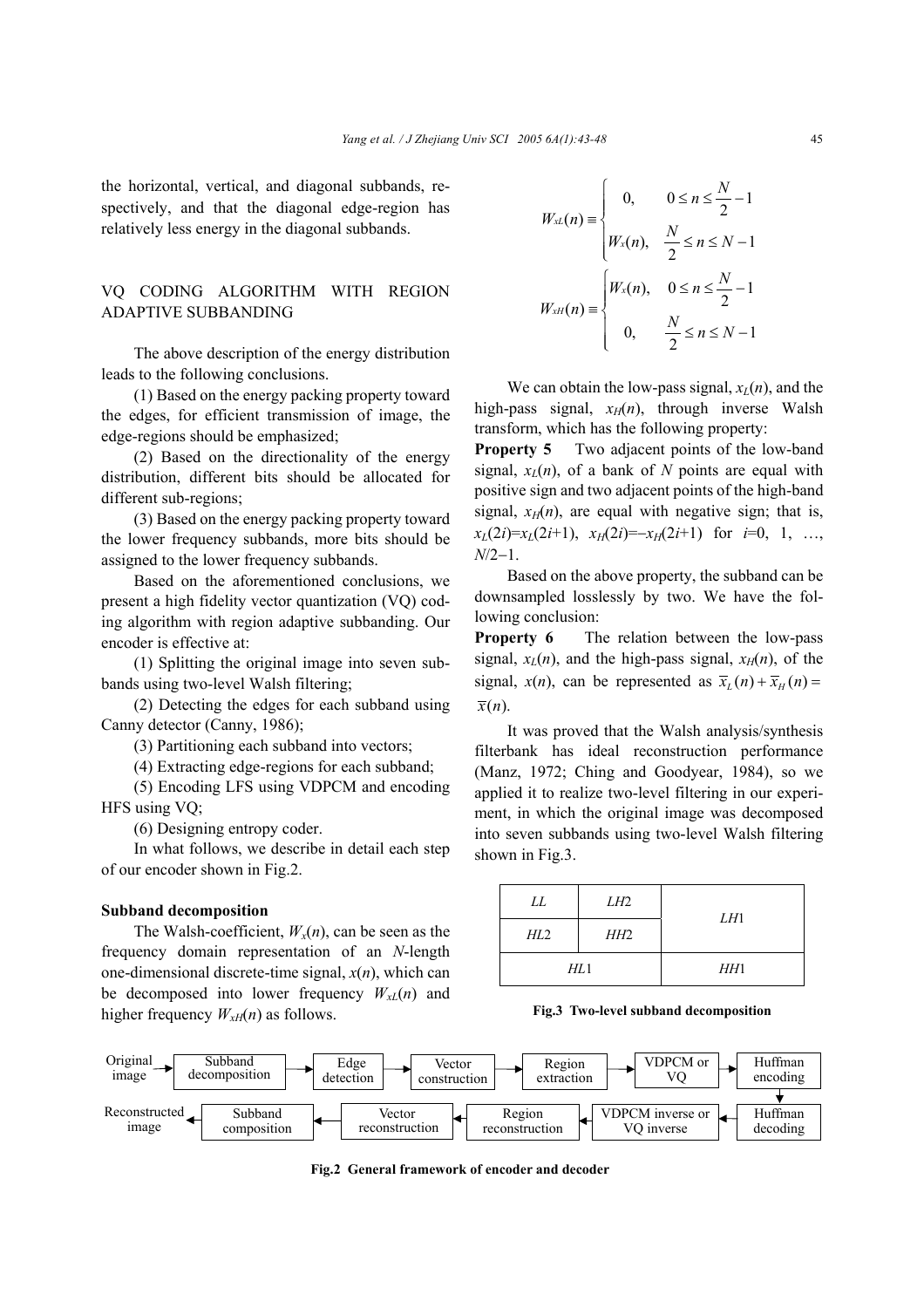the horizontal, vertical, and diagonal subbands, respectively, and that the diagonal edge-region has relatively less energy in the diagonal subbands.

## VQ CODING ALGORITHM WITH REGION ADAPTIVE SUBBANDING

The above description of the energy distribution leads to the following conclusions.

(1) Based on the energy packing property toward the edges, for efficient transmission of image, the edge-regions should be emphasized;

(2) Based on the directionality of the energy distribution, different bits should be allocated for different sub-regions;

(3) Based on the energy packing property toward the lower frequency subbands, more bits should be assigned to the lower frequency subbands.

Based on the aforementioned conclusions, we present a high fidelity vector quantization (VQ) coding algorithm with region adaptive subbanding. Our encoder is effective at:

(1) Splitting the original image into seven subbands using two-level Walsh filtering;

(2) Detecting the edges for each subband using Canny detector (Canny, 1986);

(3) Partitioning each subband into vectors;

(4) Extracting edge-regions for each subband;

(5) Encoding LFS using VDPCM and encoding HFS using VQ;

(6) Designing entropy coder.

In what follows, we describe in detail each step of our encoder shown in Fig.2.

### Subband decomposition

The Walsh-coefficient, $W_x(n)$, can be seen as the frequency domain representation of an $N$-length one-dimensional discrete-time signal, $x(n)$, which can be decomposed into lower frequency $W_{xL}(n)$ and higher frequency $W_{xH}(n)$ as follows.

$$W_{xL}(n) \equiv \begin{cases} 0, & 0 \le n \le \dfrac{N}{2}-1 \\ W_x(n), & \dfrac{N}{2} \le n \le N-1 \end{cases}$$

$$W_{xH}(n) \equiv \begin{cases} W_x(n), & 0 \le n \le \dfrac{N}{2}-1 \\ 0, & \dfrac{N}{2} \le n \le N-1 \end{cases}$$

We can obtain the low-pass signal, $x_L(n)$, and the high-pass signal, $x_H(n)$, through inverse Walsh transform, which has the following property:

**Property 5** Two adjacent points of the low-band signal, $x_L(n)$, of a bank of $N$ points are equal with positive sign and two adjacent points of the high-band signal, $x_H(n)$, are equal with negative sign; that is, $x_L(2i)=x_L(2i+1)$, $x_H(2i)=-x_H(2i+1)$ for $i=0, 1, \ldots, N/2-1$.

Based on the above property, the subband can be downsampled losslessly by two. We have the following conclusion:

**Property 6** The relation between the low-pass signal, $x_L(n)$, and the high-pass signal, $x_H(n)$, of the signal, $x(n)$, can be represented as $\bar{x}_L(n)+\bar{x}_H(n)=\bar{x}(n)$.

It was proved that the Walsh analysis/synthesis filterbank has ideal reconstruction performance (Manz, 1972; Ching and Goodyear, 1984), so we applied it to realize two-level filtering in our experiment, in which the original image was decomposed into seven subbands using two-level Walsh filtering shown in Fig.3.

| *LL* | *LH*2 | *LH*1 |
|---|---|---|
| *HL*2 | *HH*2 | |
| *HL*1 | | *HH*1 |

**Fig.3 Two-level subband decomposition**

Encoder: Original image → Subband decomposition → Edge detection → Vector construction → Region extraction → VDPCM or VQ → Huffman encoding

Decoder: Huffman decoding → VDPCM inverse or VQ inverse → Region reconstruction → Vector reconstruction → Subband composition → Reconstructed image

**Fig.2 General framework of encoder and decoder**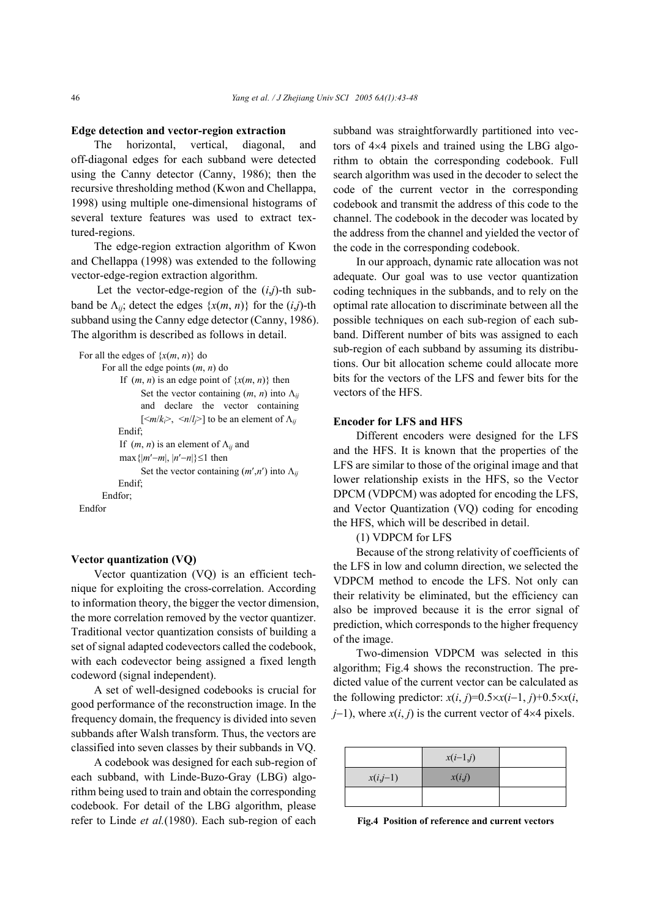### Edge detection and vector-region extraction

The horizontal, vertical, diagonal, and off-diagonal edges for each subband were detected using the Canny detector (Canny, 1986); then the recursive thresholding method (Kwon and Chellappa, 1998) using multiple one-dimensional histograms of several texture features was used to extract textured-regions.

The edge-region extraction algorithm of Kwon and Chellappa (1998) was extended to the following vector-edge-region extraction algorithm.

Let the vector-edge-region of the $(i,j)$-th subband be $\Lambda_{ij}$; detect the edges $\{x(m, n)\}$ for the $(i,j)$-th subband using the Canny edge detector (Canny, 1986). The algorithm is described as follows in detail.

```
For all the edges of {x(m, n)} do
    For all the edge points (m, n) do
        If (m, n) is an edge point of {x(m, n)} then
            Set the vector containing (m, n) into Λij
            and declare the vector containing
            [<m/ki>, <n/lj>] to be an element of Λij
        Endif;
        If (m, n) is an element of Λij and
        max{|m′−m|, |n′−n|}≤1 then
            Set the vector containing (m′,n′) into Λij
        Endif;
    Endfor;
Endfor
```

### Vector quantization (VQ)

Vector quantization (VQ) is an efficient technique for exploiting the cross-correlation. According to information theory, the bigger the vector dimension, the more correlation removed by the vector quantizer. Traditional vector quantization consists of building a set of signal adapted codevectors called the codebook, with each codevector being assigned a fixed length codeword (signal independent).

A set of well-designed codebooks is crucial for good performance of the reconstruction image. In the frequency domain, the frequency is divided into seven subbands after Walsh transform. Thus, the vectors are classified into seven classes by their subbands in VQ.

A codebook was designed for each sub-region of each subband, with Linde-Buzo-Gray (LBG) algorithm being used to train and obtain the corresponding codebook. For detail of the LBG algorithm, please refer to Linde *et al.*(1980). Each sub-region of each subband was straightforwardly partitioned into vectors of $4\times4$ pixels and trained using the LBG algorithm to obtain the corresponding codebook. Full search algorithm was used in the decoder to select the code of the current vector in the corresponding codebook and transmit the address of this code to the channel. The codebook in the decoder was located by the address from the channel and yielded the vector of the code in the corresponding codebook.

In our approach, dynamic rate allocation was not adequate. Our goal was to use vector quantization coding techniques in the subbands, and to rely on the optimal rate allocation to discriminate between all the possible techniques on each sub-region of each subband. Different number of bits was assigned to each sub-region of each subband by assuming its distributions. Our bit allocation scheme could allocate more bits for the vectors of the LFS and fewer bits for the vectors of the HFS.

### Encoder for LFS and HFS

Different encoders were designed for the LFS and the HFS. It is known that the properties of the LFS are similar to those of the original image and that lower relationship exists in the HFS, so the Vector DPCM (VDPCM) was adopted for encoding the LFS, and Vector Quantization (VQ) coding for encoding the HFS, which will be described in detail.

(1) VDPCM for LFS

Because of the strong relativity of coefficients of the LFS in low and column direction, we selected the VDPCM method to encode the LFS. Not only can their relativity be eliminated, but the efficiency can also be improved because it is the error signal of prediction, which corresponds to the higher frequency of the image.

Two-dimension VDPCM was selected in this algorithm; Fig.4 shows the reconstruction. The predicted value of the current vector can be calculated as the following predictor: $x(i, j)=0.5\times x(i-1, j)+0.5\times x(i, j-1)$, where $x(i, j)$ is the current vector of $4\times4$ pixels.

| | $x(i-1,j)$ | |
|---|---|---|
| $x(i,j-1)$ | $x(i,j)$ | |
| | | |

**Fig.4 Position of reference and current vectors**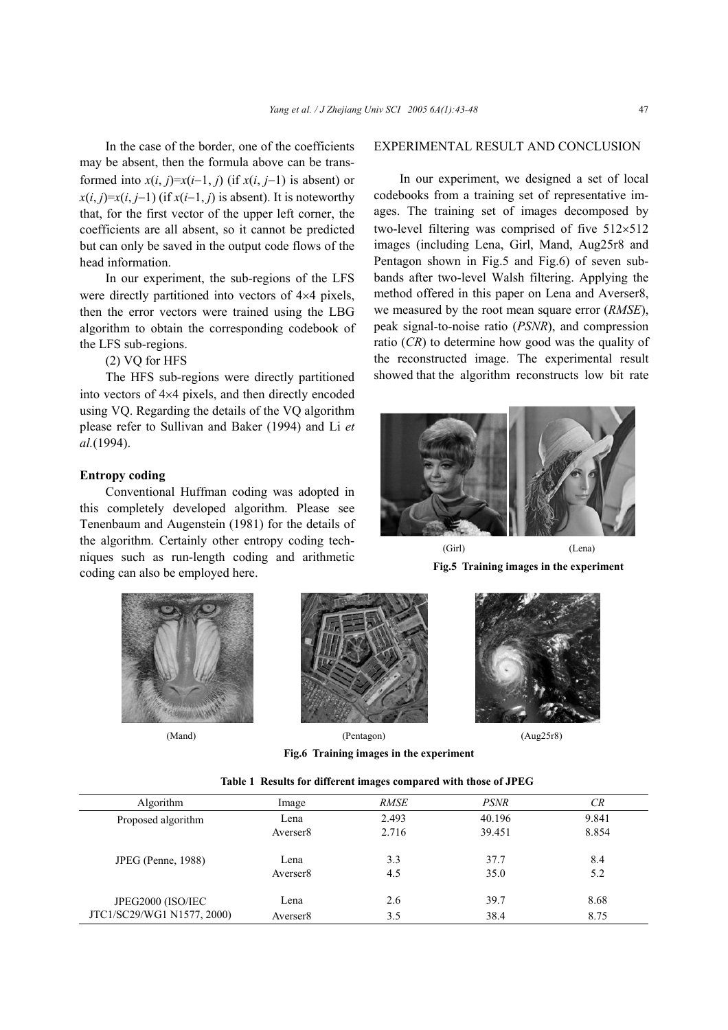In the case of the border, one of the coefficients may be absent, then the formula above can be transformed into $x(i, j)=x(i-1, j)$ (if $x(i, j-1)$ is absent) or $x(i, j)=x(i, j-1)$ (if $x(i-1, j)$ is absent). It is noteworthy that, for the first vector of the upper left corner, the coefficients are all absent, so it cannot be predicted but can only be saved in the output code flows of the head information.

In our experiment, the sub-regions of the LFS were directly partitioned into vectors of 4×4 pixels, then the error vectors were trained using the LBG algorithm to obtain the corresponding codebook of the LFS sub-regions.

(2) VQ for HFS

The HFS sub-regions were directly partitioned into vectors of 4×4 pixels, and then directly encoded using VQ. Regarding the details of the VQ algorithm please refer to Sullivan and Baker (1994) and Li *et al.*(1994).

**Entropy coding**

Conventional Huffman coding was adopted in this completely developed algorithm. Please see Tenenbaum and Augenstein (1981) for the details of the algorithm. Certainly other entropy coding techniques such as run-length coding and arithmetic coding can also be employed here.

## EXPERIMENTAL RESULT AND CONCLUSION

In our experiment, we designed a set of local codebooks from a training set of representative images. The training set of images decomposed by two-level filtering was comprised of five 512×512 images (including Lena, Girl, Mand, Aug25r8 and Pentagon shown in Fig.5 and Fig.6) of seven subbands after two-level Walsh filtering. Applying the method offered in this paper on Lena and Averser8, we measured by the root mean square error (*RMSE*), peak signal-to-noise ratio (*PSNR*), and compression ratio (*CR*) to determine how good was the quality of the reconstructed image. The experimental result showed that the algorithm reconstructs low bit rate

(Girl) (Lena)

**Fig.5 Training images in the experiment**

(Mand) (Pentagon) (Aug25r8)

**Fig.6 Training images in the experiment**

**Table 1 Results for different images compared with those of JPEG**

| Algorithm | Image | *RMSE* | *PSNR* | *CR* |
|---|---|---|---|---|
| Proposed algorithm | Lena | 2.493 | 40.196 | 9.841 |
| | Averser8 | 2.716 | 39.451 | 8.854 |
| JPEG (Penne, 1988) | Lena | 3.3 | 37.7 | 8.4 |
| | Averser8 | 4.5 | 35.0 | 5.2 |
| JPEG2000 (ISO/IEC JTC1/SC29/WG1 N1577, 2000) | Lena | 2.6 | 39.7 | 8.68 |
| | Averser8 | 3.5 | 38.4 | 8.75 |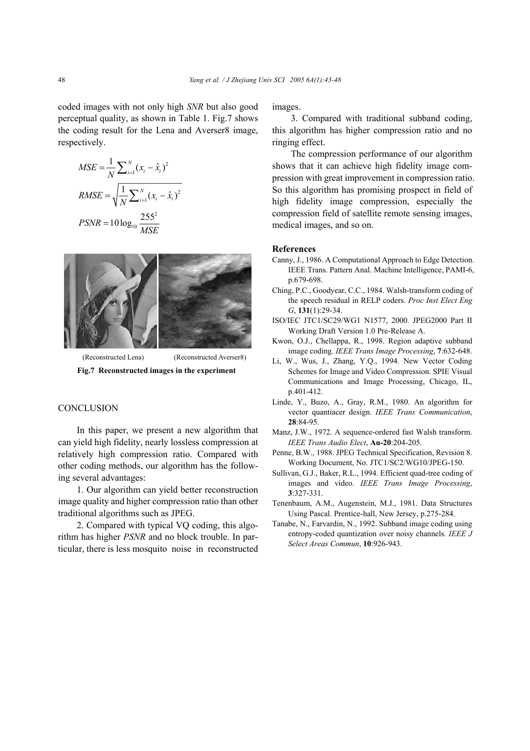coded images with not only high *SNR* but also good perceptual quality, as shown in Table 1. Fig.7 shows the coding result for the Lena and Averser8 image, respectively.

$$MSE = \frac{1}{N}\sum_{i=1}^{N}(x_i - \hat{x}_i)^2$$

$$RMSE = \sqrt{\frac{1}{N}\sum_{i=1}^{N}(x_i - \hat{x}_i)^2}$$

$$PSNR = 10\log_{10}\frac{255^2}{MSE}$$

(Reconstructed Lena) (Reconstructed Averser8)

**Fig.7 Reconstructed images in the experiment**

## CONCLUSION

In this paper, we present a new algorithm that can yield high fidelity, nearly lossless compression at relatively high compression ratio. Compared with other coding methods, our algorithm has the following several advantages:

1. Our algorithm can yield better reconstruction image quality and higher compression ratio than other traditional algorithms such as JPEG.

2. Compared with typical VQ coding, this algorithm has higher *PSNR* and no block trouble. In particular, there is less mosquito noise in reconstructed images.

3. Compared with traditional subband coding, this algorithm has higher compression ratio and no ringing effect.

The compression performance of our algorithm shows that it can achieve high fidelity image compression with great improvement in compression ratio. So this algorithm has promising prospect in field of high fidelity image compression, especially the compression field of satellite remote sensing images, medical images, and so on.

## References

Canny, J., 1986. A Computational Approach to Edge Detection. IEEE Trans. Pattern Anal. Machine Intelligence, PAMI-6, p.679-698.

Ching, P.C., Goodyear, C.C., 1984. Walsh-transform coding of the speech residual in RELP coders. *Proc Inst Elect Eng G*, **131**(1):29-34.

ISO/IEC JTC1/SC29/WG1 N1577, 2000. JPEG2000 Part II Working Draft Version 1.0 Pre-Release A.

Kwon, O.J., Chellappa, R., 1998. Region adaptive subband image coding. *IEEE Trans Image Processing*, **7**:632-648.

Li, W., Wus, J., Zhang, Y.Q., 1994. New Vector Coding Schemes for Image and Video Compression. SPIE Visual Communications and Image Processing, Chicago, IL, p.401-412.

Linde, Y., Buzo, A., Gray, R.M., 1980. An algorithm for vector quantiacer design. *IEEE Trans Communication*, **28**:84-95.

Manz, J.W., 1972. A sequence-ordered fast Walsh transform. *IEEE Trans Audio Elect*, **Au-20**:204-205.

Penne, B.W., 1988. JPEG Technical Specification, Revision 8. Working Document, No. JTC1/SC2/WG10/JPEG-150.

Sullivan, G.J., Baker, R.L., 1994. Efficient quad-tree coding of images and video. *IEEE Trans Image Processing*, **3**:327-331.

Tenenbaum, A.M., Augenstein, M.J., 1981. Data Structures Using Pascal. Prentice-hall, New Jersey, p.275-284.

Tanabe, N., Farvardin, N., 1992. Subband image coding using entropy-coded quantization over noisy channels. *IEEE J Select Areas Commun*, **10**:926-943.